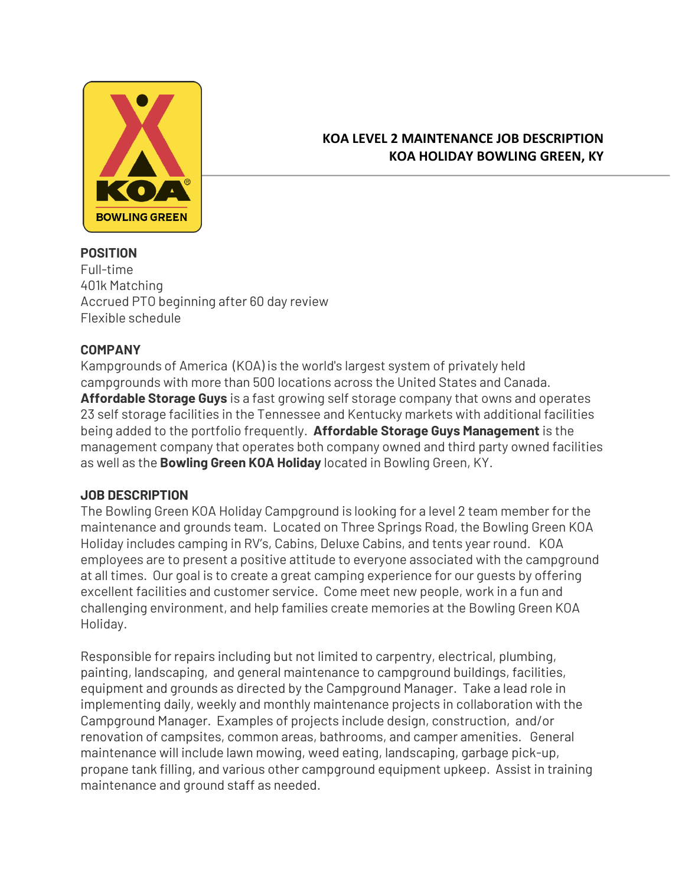# KOA LEVEL 2 MAINTENANCE JOB DESCRIPTION
## KOA HOLIDAY BOWLING GREEN, KY

### POSITION

Full-time
401k Matching
Accrued PTO beginning after 60 day review
Flexible schedule

### COMPANY

Kampgrounds of America (KOA) is the world's largest system of privately held campgrounds with more than 500 locations across the United States and Canada. **Affordable Storage Guys** is a fast growing self storage company that owns and operates 23 self storage facilities in the Tennessee and Kentucky markets with additional facilities being added to the portfolio frequently. **Affordable Storage Guys Management** is the management company that operates both company owned and third party owned facilities as well as the **Bowling Green KOA Holiday** located in Bowling Green, KY.

### JOB DESCRIPTION

The Bowling Green KOA Holiday Campground is looking for a level 2 team member for the maintenance and grounds team. Located on Three Springs Road, the Bowling Green KOA Holiday includes camping in RV's, Cabins, Deluxe Cabins, and tents year round. KOA employees are to present a positive attitude to everyone associated with the campground at all times. Our goal is to create a great camping experience for our guests by offering excellent facilities and customer service. Come meet new people, work in a fun and challenging environment, and help families create memories at the Bowling Green KOA Holiday.

Responsible for repairs including but not limited to carpentry, electrical, plumbing, painting, landscaping, and general maintenance to campground buildings, facilities, equipment and grounds as directed by the Campground Manager. Take a lead role in implementing daily, weekly and monthly maintenance projects in collaboration with the Campground Manager. Examples of projects include design, construction, and/or renovation of campsites, common areas, bathrooms, and camper amenities. General maintenance will include lawn mowing, weed eating, landscaping, garbage pick-up, propane tank filling, and various other campground equipment upkeep. Assist in training maintenance and ground staff as needed.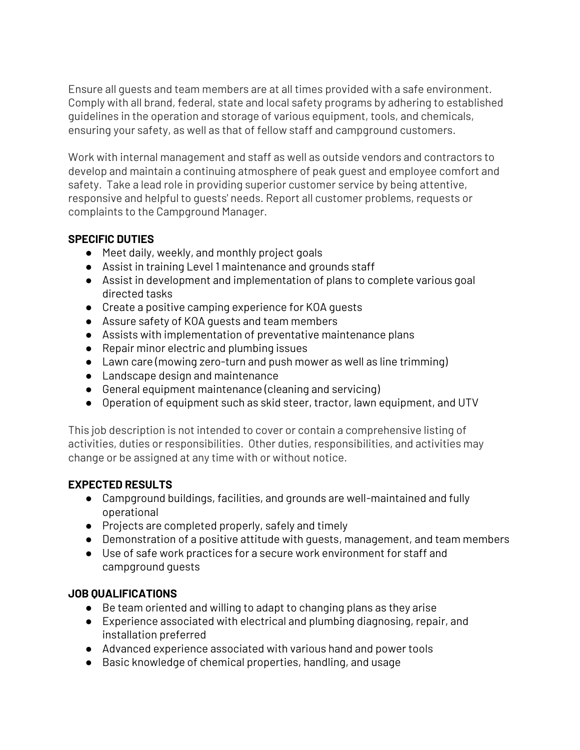Ensure all guests and team members are at all times provided with a safe environment. Comply with all brand, federal, state and local safety programs by adhering to established guidelines in the operation and storage of various equipment, tools, and chemicals, ensuring your safety, as well as that of fellow staff and campground customers.

Work with internal management and staff as well as outside vendors and contractors to develop and maintain a continuing atmosphere of peak guest and employee comfort and safety. Take a lead role in providing superior customer service by being attentive, responsive and helpful to guests' needs. Report all customer problems, requests or complaints to the Campground Manager.

**SPECIFIC DUTIES**

- Meet daily, weekly, and monthly project goals
- Assist in training Level 1 maintenance and grounds staff
- Assist in development and implementation of plans to complete various goal directed tasks
- Create a positive camping experience for KOA guests
- Assure safety of KOA guests and team members
- Assists with implementation of preventative maintenance plans
- Repair minor electric and plumbing issues
- Lawn care (mowing zero-turn and push mower as well as line trimming)
- Landscape design and maintenance
- General equipment maintenance (cleaning and servicing)
- Operation of equipment such as skid steer, tractor, lawn equipment, and UTV

This job description is not intended to cover or contain a comprehensive listing of activities, duties or responsibilities. Other duties, responsibilities, and activities may change or be assigned at any time with or without notice.

**EXPECTED RESULTS**

- Campground buildings, facilities, and grounds are well-maintained and fully operational
- Projects are completed properly, safely and timely
- Demonstration of a positive attitude with guests, management, and team members
- Use of safe work practices for a secure work environment for staff and campground guests

**JOB QUALIFICATIONS**

- Be team oriented and willing to adapt to changing plans as they arise
- Experience associated with electrical and plumbing diagnosing, repair, and installation preferred
- Advanced experience associated with various hand and power tools
- Basic knowledge of chemical properties, handling, and usage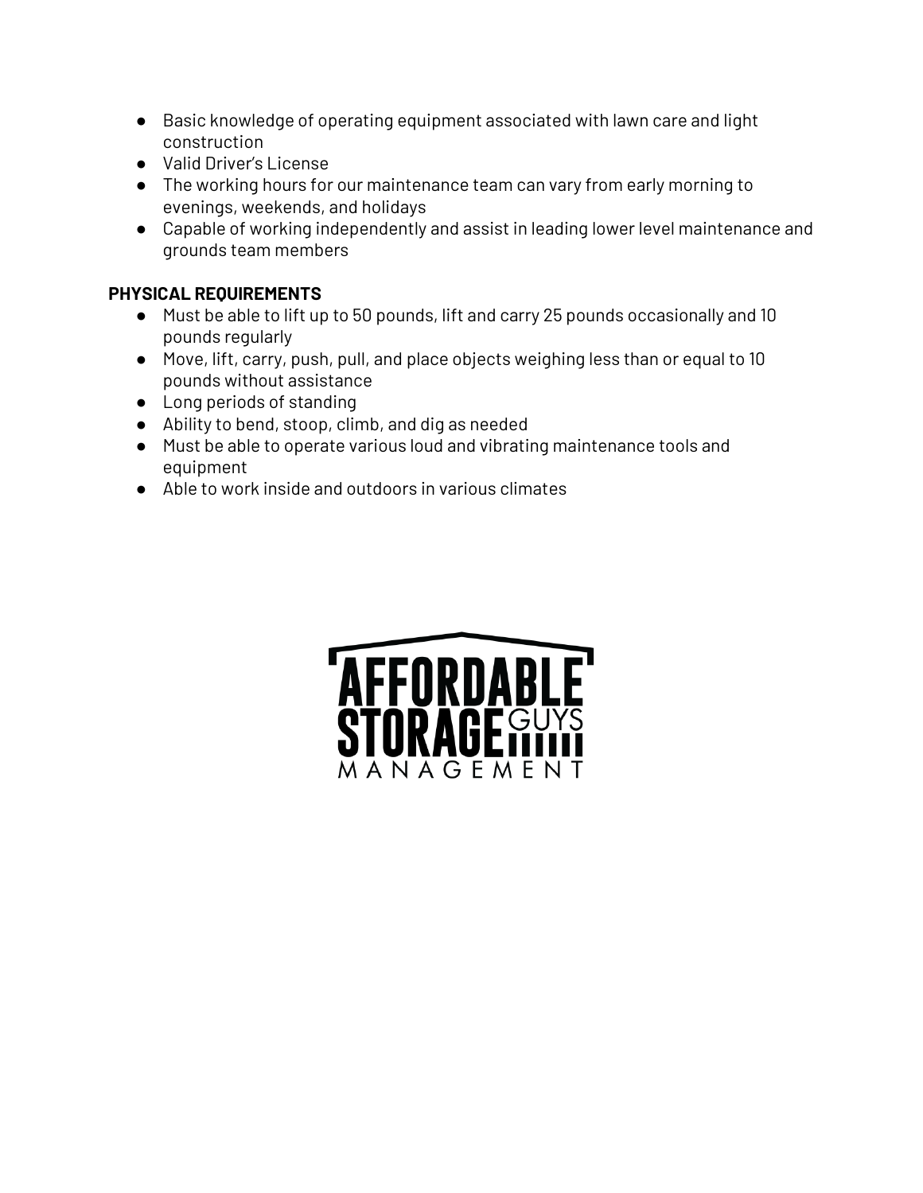- Basic knowledge of operating equipment associated with lawn care and light construction
- Valid Driver's License
- The working hours for our maintenance team can vary from early morning to evenings, weekends, and holidays
- Capable of working independently and assist in leading lower level maintenance and grounds team members

**PHYSICAL REQUIREMENTS**

- Must be able to lift up to 50 pounds, lift and carry 25 pounds occasionally and 10 pounds regularly
- Move, lift, carry, push, pull, and place objects weighing less than or equal to 10 pounds without assistance
- Long periods of standing
- Ability to bend, stoop, climb, and dig as needed
- Must be able to operate various loud and vibrating maintenance tools and equipment
- Able to work inside and outdoors in various climates

AFFORDABLE STORAGE GUYS MANAGEMENT